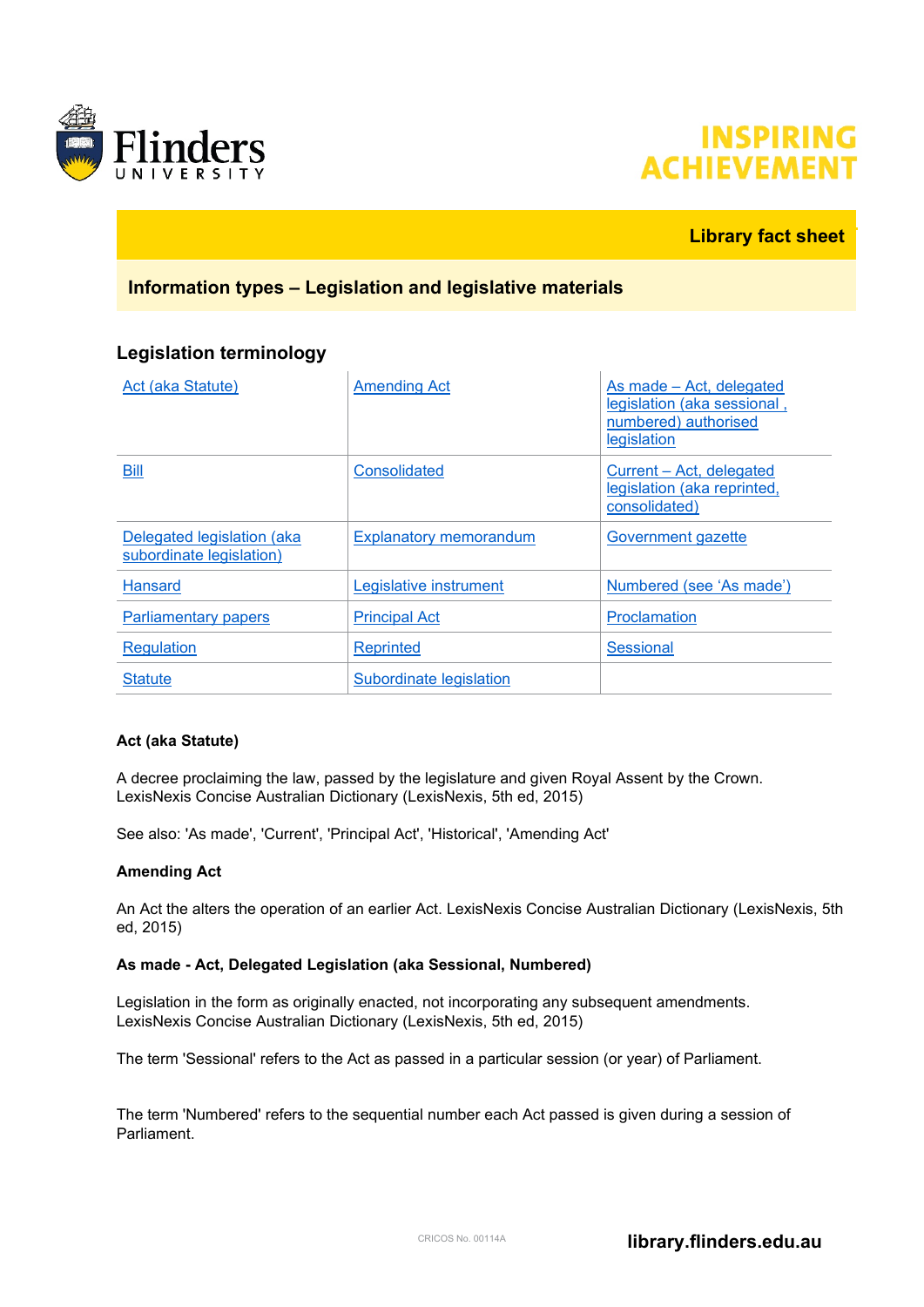Library fact sheet

## Information types – Legislation and legislative materials

### Legislation terminology

| | | |
|---|---|---|
| Act (aka Statute) | Amending Act | As made – Act, delegated legislation (aka sessional , numbered) authorised legislation |
| Bill | Consolidated | Current – Act, delegated legislation (aka reprinted, consolidated) |
| Delegated legislation (aka subordinate legislation) | Explanatory memorandum | Government gazette |
| Hansard | Legislative instrument | Numbered (see 'As made') |
| Parliamentary papers | Principal Act | Proclamation |
| Regulation | Reprinted | Sessional |
| Statute | Subordinate legislation | |

**Act (aka Statute)**

A decree proclaiming the law, passed by the legislature and given Royal Assent by the Crown. LexisNexis Concise Australian Dictionary (LexisNexis, 5th ed, 2015)

See also: 'As made', 'Current', 'Principal Act', 'Historical', 'Amending Act'

**Amending Act**

An Act the alters the operation of an earlier Act. LexisNexis Concise Australian Dictionary (LexisNexis, 5th ed, 2015)

**As made - Act, Delegated Legislation (aka Sessional, Numbered)**

Legislation in the form as originally enacted, not incorporating any subsequent amendments. LexisNexis Concise Australian Dictionary (LexisNexis, 5th ed, 2015)

The term 'Sessional' refers to the Act as passed in a particular session (or year) of Parliament.

The term 'Numbered' refers to the sequential number each Act passed is given during a session of Parliament.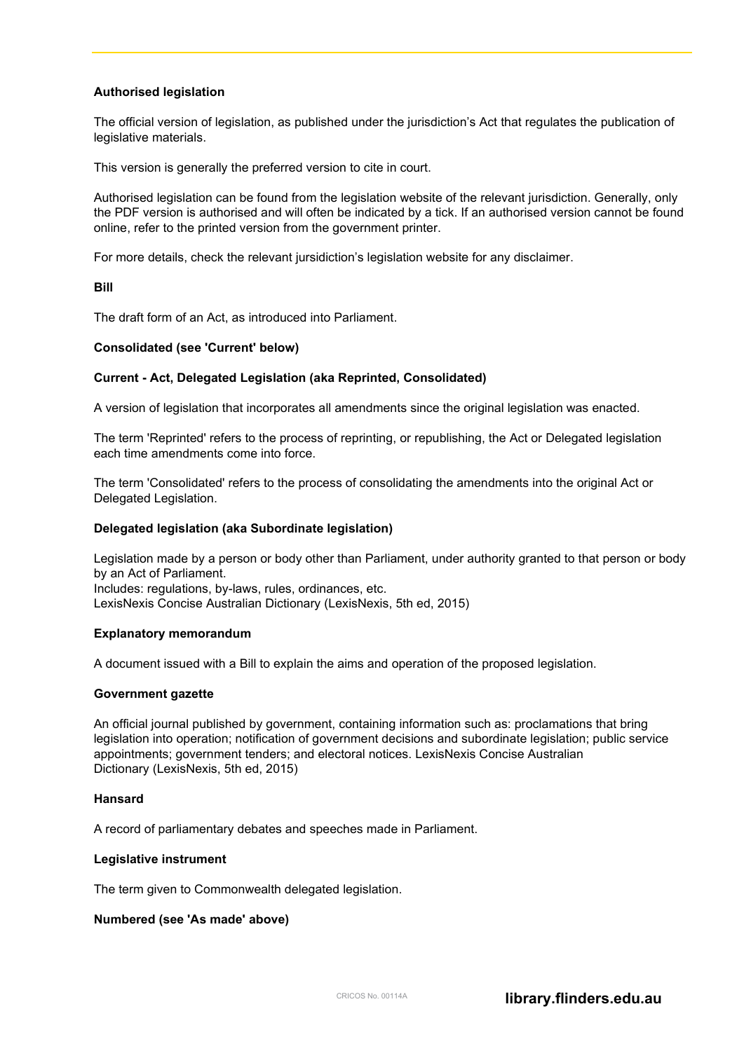**Authorised legislation**

The official version of legislation, as published under the jurisdiction's Act that regulates the publication of legislative materials.

This version is generally the preferred version to cite in court.

Authorised legislation can be found from the legislation website of the relevant jurisdiction. Generally, only the PDF version is authorised and will often be indicated by a tick. If an authorised version cannot be found online, refer to the printed version from the government printer.

For more details, check the relevant jursidiction's legislation website for any disclaimer.

**Bill**

The draft form of an Act, as introduced into Parliament.

**Consolidated (see 'Current' below)**

**Current - Act, Delegated Legislation (aka Reprinted, Consolidated)**

A version of legislation that incorporates all amendments since the original legislation was enacted.

The term 'Reprinted' refers to the process of reprinting, or republishing, the Act or Delegated legislation each time amendments come into force.

The term 'Consolidated' refers to the process of consolidating the amendments into the original Act or Delegated Legislation.

**Delegated legislation (aka Subordinate legislation)**

Legislation made by a person or body other than Parliament, under authority granted to that person or body by an Act of Parliament.
Includes: regulations, by-laws, rules, ordinances, etc.
LexisNexis Concise Australian Dictionary (LexisNexis, 5th ed, 2015)

**Explanatory memorandum**

A document issued with a Bill to explain the aims and operation of the proposed legislation.

**Government gazette**

An official journal published by government, containing information such as: proclamations that bring legislation into operation; notification of government decisions and subordinate legislation; public service appointments; government tenders; and electoral notices. LexisNexis Concise Australian Dictionary (LexisNexis, 5th ed, 2015)

**Hansard**

A record of parliamentary debates and speeches made in Parliament.

**Legislative instrument**

The term given to Commonwealth delegated legislation.

**Numbered (see 'As made' above)**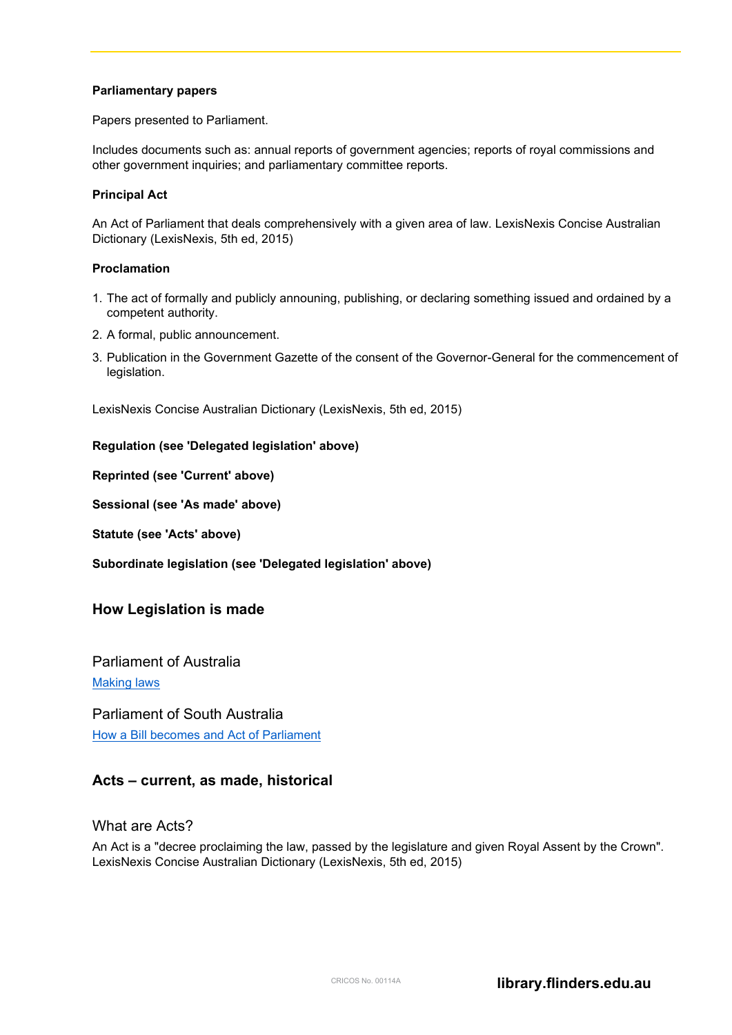**Parliamentary papers**

Papers presented to Parliament.

Includes documents such as: annual reports of government agencies; reports of royal commissions and other government inquiries; and parliamentary committee reports.

**Principal Act**

An Act of Parliament that deals comprehensively with a given area of law. LexisNexis Concise Australian Dictionary (LexisNexis, 5th ed, 2015)

**Proclamation**

1. The act of formally and publicly announing, publishing, or declaring something issued and ordained by a competent authority.
2. A formal, public announcement.
3. Publication in the Government Gazette of the consent of the Governor-General for the commencement of legislation.

LexisNexis Concise Australian Dictionary (LexisNexis, 5th ed, 2015)

**Regulation (see 'Delegated legislation' above)**

**Reprinted (see 'Current' above)**

**Sessional (see 'As made' above)**

**Statute (see 'Acts' above)**

**Subordinate legislation (see 'Delegated legislation' above)**

## How Legislation is made

### Parliament of Australia

Making laws

### Parliament of South Australia

How a Bill becomes and Act of Parliament

## Acts – current, as made, historical

### What are Acts?

An Act is a "decree proclaiming the law, passed by the legislature and given Royal Assent by the Crown". LexisNexis Concise Australian Dictionary (LexisNexis, 5th ed, 2015)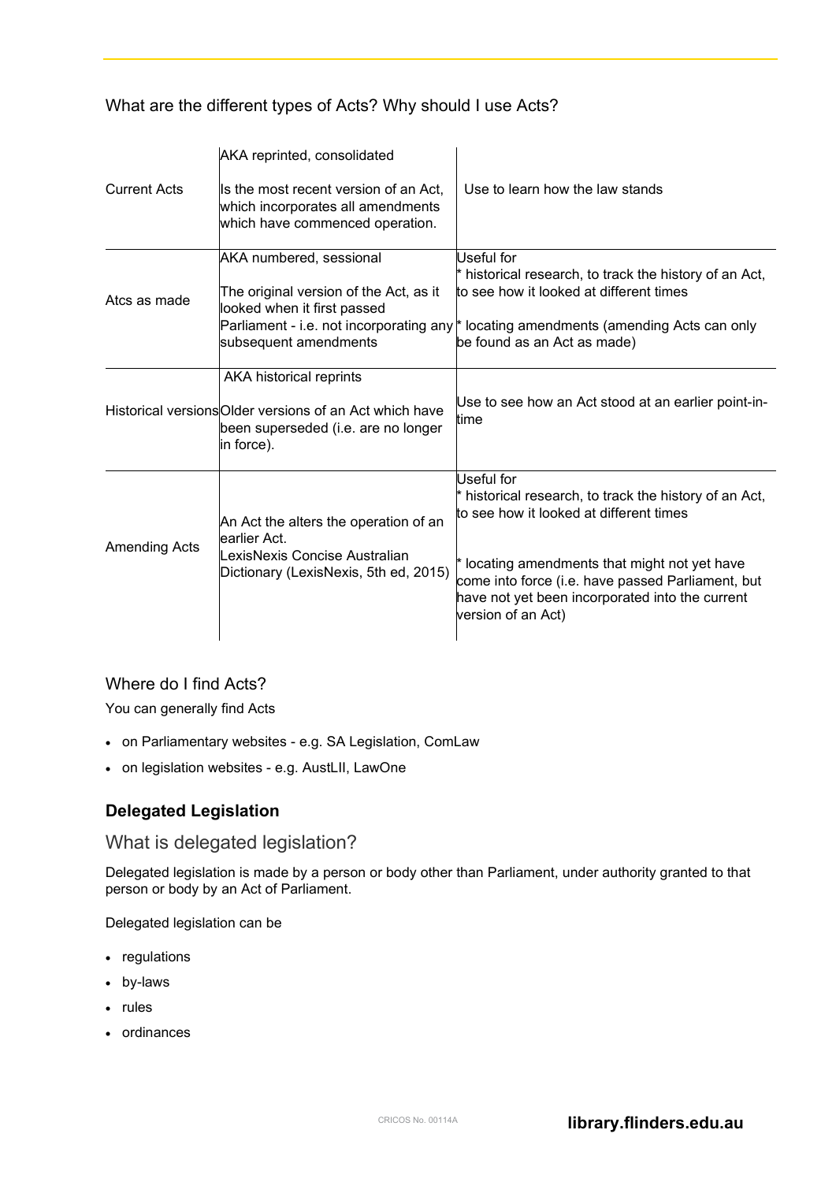What are the different types of Acts? Why should I use Acts?

| | | |
|---|---|---|
| Current Acts | AKA reprinted, consolidated<br><br>Is the most recent version of an Act, which incorporates all amendments which have commenced operation. | Use to learn how the law stands |
| Atcs as made | AKA numbered, sessional<br><br>The original version of the Act, as it looked when it first passed Parliament - i.e. not incorporating any subsequent amendments | Useful for<br>* historical research, to track the history of an Act, to see how it looked at different times<br><br>* locating amendments (amending Acts can only be found as an Act as made) |
| Historical versions | AKA historical reprints<br><br>Older versions of an Act which have been superseded (i.e. are no longer in force). | Use to see how an Act stood at an earlier point-in-time |
| Amending Acts | An Act the alters the operation of an earlier Act.<br>LexisNexis Concise Australian Dictionary (LexisNexis, 5th ed, 2015) | Useful for<br>* historical research, to track the history of an Act, to see how it looked at different times<br><br>* locating amendments that might not yet have come into force (i.e. have passed Parliament, but have not yet been incorporated into the current version of an Act) |

### Where do I find Acts?

You can generally find Acts

- on Parliamentary websites - e.g. SA Legislation, ComLaw
- on legislation websites - e.g. AustLII, LawOne

## Delegated Legislation

### What is delegated legislation?

Delegated legislation is made by a person or body other than Parliament, under authority granted to that person or body by an Act of Parliament.

Delegated legislation can be

- regulations
- by-laws
- rules
- ordinances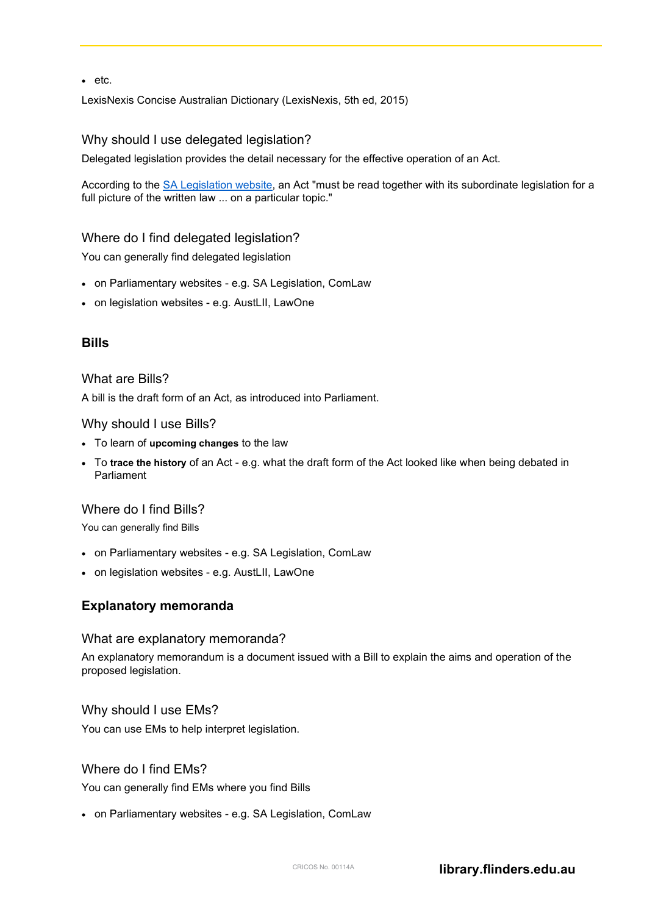- etc.

LexisNexis Concise Australian Dictionary (LexisNexis, 5th ed, 2015)

### Why should I use delegated legislation?

Delegated legislation provides the detail necessary for the effective operation of an Act.

According to the [SA Legislation website](), an Act "must be read together with its subordinate legislation for a full picture of the written law ... on a particular topic."

### Where do I find delegated legislation?

You can generally find delegated legislation

- on Parliamentary websites - e.g. SA Legislation, ComLaw
- on legislation websites - e.g. AustLII, LawOne

## Bills

### What are Bills?

A bill is the draft form of an Act, as introduced into Parliament.

### Why should I use Bills?

- To learn of **upcoming changes** to the law
- To **trace the history** of an Act - e.g. what the draft form of the Act looked like when being debated in Parliament

### Where do I find Bills?

You can generally find Bills

- on Parliamentary websites - e.g. SA Legislation, ComLaw
- on legislation websites - e.g. AustLII, LawOne

## Explanatory memoranda

### What are explanatory memoranda?

An explanatory memorandum is a document issued with a Bill to explain the aims and operation of the proposed legislation.

### Why should I use EMs?

You can use EMs to help interpret legislation.

### Where do I find EMs?

You can generally find EMs where you find Bills

- on Parliamentary websites - e.g. SA Legislation, ComLaw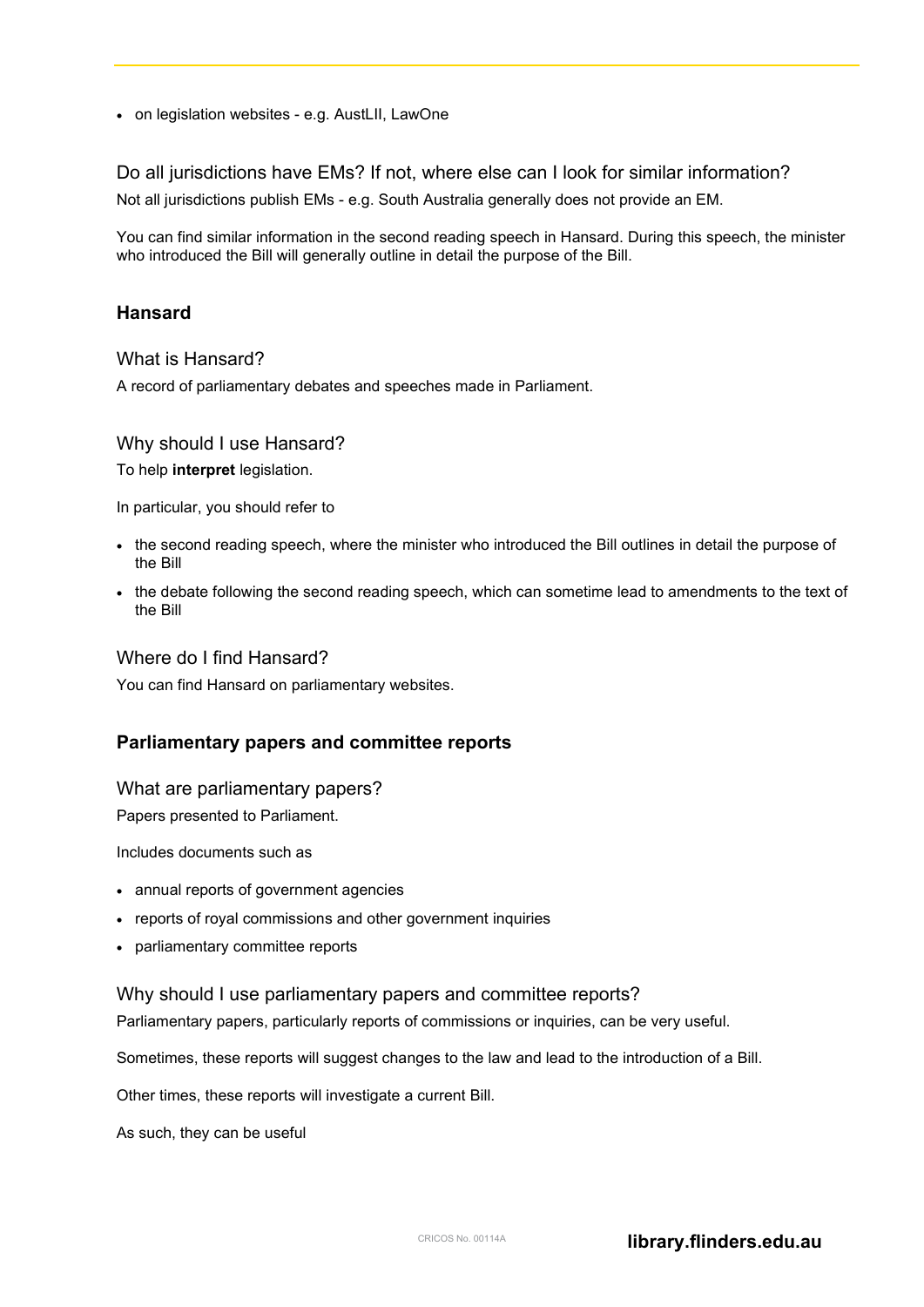- on legislation websites - e.g. AustLII, LawOne

### Do all jurisdictions have EMs? If not, where else can I look for similar information?

Not all jurisdictions publish EMs - e.g. South Australia generally does not provide an EM.

You can find similar information in the second reading speech in Hansard. During this speech, the minister who introduced the Bill will generally outline in detail the purpose of the Bill.

## Hansard

### What is Hansard?

A record of parliamentary debates and speeches made in Parliament.

### Why should I use Hansard?

To help **interpret** legislation.

In particular, you should refer to

- the second reading speech, where the minister who introduced the Bill outlines in detail the purpose of the Bill
- the debate following the second reading speech, which can sometime lead to amendments to the text of the Bill

### Where do I find Hansard?

You can find Hansard on parliamentary websites.

## Parliamentary papers and committee reports

### What are parliamentary papers?

Papers presented to Parliament.

Includes documents such as

- annual reports of government agencies
- reports of royal commissions and other government inquiries
- parliamentary committee reports

### Why should I use parliamentary papers and committee reports?

Parliamentary papers, particularly reports of commissions or inquiries, can be very useful.

Sometimes, these reports will suggest changes to the law and lead to the introduction of a Bill.

Other times, these reports will investigate a current Bill.

As such, they can be useful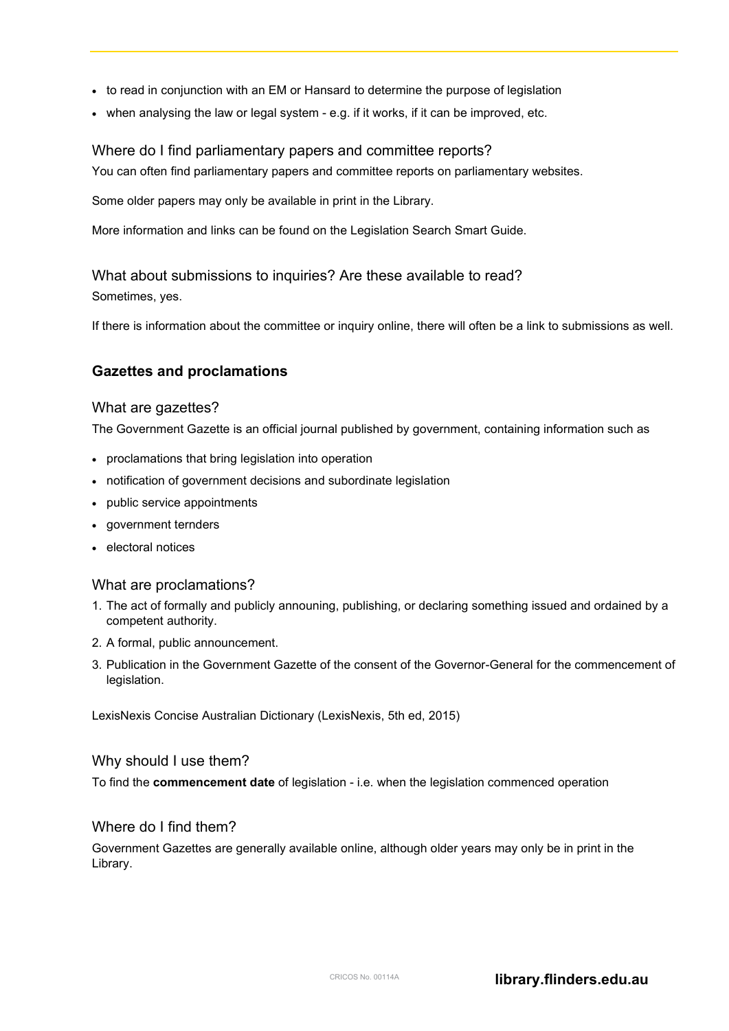- to read in conjunction with an EM or Hansard to determine the purpose of legislation
- when analysing the law or legal system - e.g. if it works, if it can be improved, etc.

### Where do I find parliamentary papers and committee reports?

You can often find parliamentary papers and committee reports on parliamentary websites.

Some older papers may only be available in print in the Library.

More information and links can be found on the Legislation Search Smart Guide.

### What about submissions to inquiries? Are these available to read?

Sometimes, yes.

If there is information about the committee or inquiry online, there will often be a link to submissions as well.

## Gazettes and proclamations

### What are gazettes?

The Government Gazette is an official journal published by government, containing information such as

- proclamations that bring legislation into operation
- notification of government decisions and subordinate legislation
- public service appointments
- government ternders
- electoral notices

### What are proclamations?

1. The act of formally and publicly announing, publishing, or declaring something issued and ordained by a competent authority.
2. A formal, public announcement.
3. Publication in the Government Gazette of the consent of the Governor-General for the commencement of legislation.

LexisNexis Concise Australian Dictionary (LexisNexis, 5th ed, 2015)

### Why should I use them?

To find the **commencement date** of legislation - i.e. when the legislation commenced operation

### Where do I find them?

Government Gazettes are generally available online, although older years may only be in print in the Library.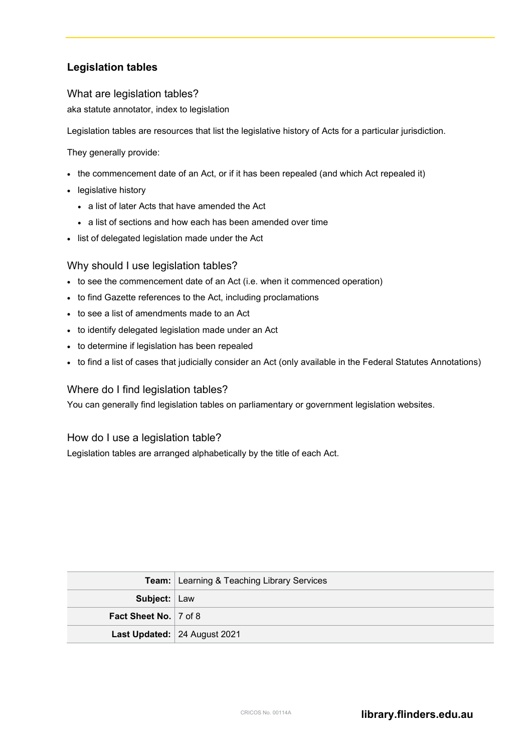## Legislation tables

### What are legislation tables?

aka statute annotator, index to legislation

Legislation tables are resources that list the legislative history of Acts for a particular jurisdiction.

They generally provide:

- the commencement date of an Act, or if it has been repealed (and which Act repealed it)
- legislative history
  - a list of later Acts that have amended the Act
  - a list of sections and how each has been amended over time
- list of delegated legislation made under the Act

### Why should I use legislation tables?

- to see the commencement date of an Act (i.e. when it commenced operation)
- to find Gazette references to the Act, including proclamations
- to see a list of amendments made to an Act
- to identify delegated legislation made under an Act
- to determine if legislation has been repealed
- to find a list of cases that judicially consider an Act (only available in the Federal Statutes Annotations)

### Where do I find legislation tables?

You can generally find legislation tables on parliamentary or government legislation websites.

### How do I use a legislation table?

Legislation tables are arranged alphabetically by the title of each Act.

| | |
|---|---|
| **Team:** | Learning & Teaching Library Services |
| **Subject:** | Law |
| **Fact Sheet No.** | 7 of 8 |
| **Last Updated:** | 24 August 2021 |

CRICOS No. 00114A

**library.flinders.edu.au**